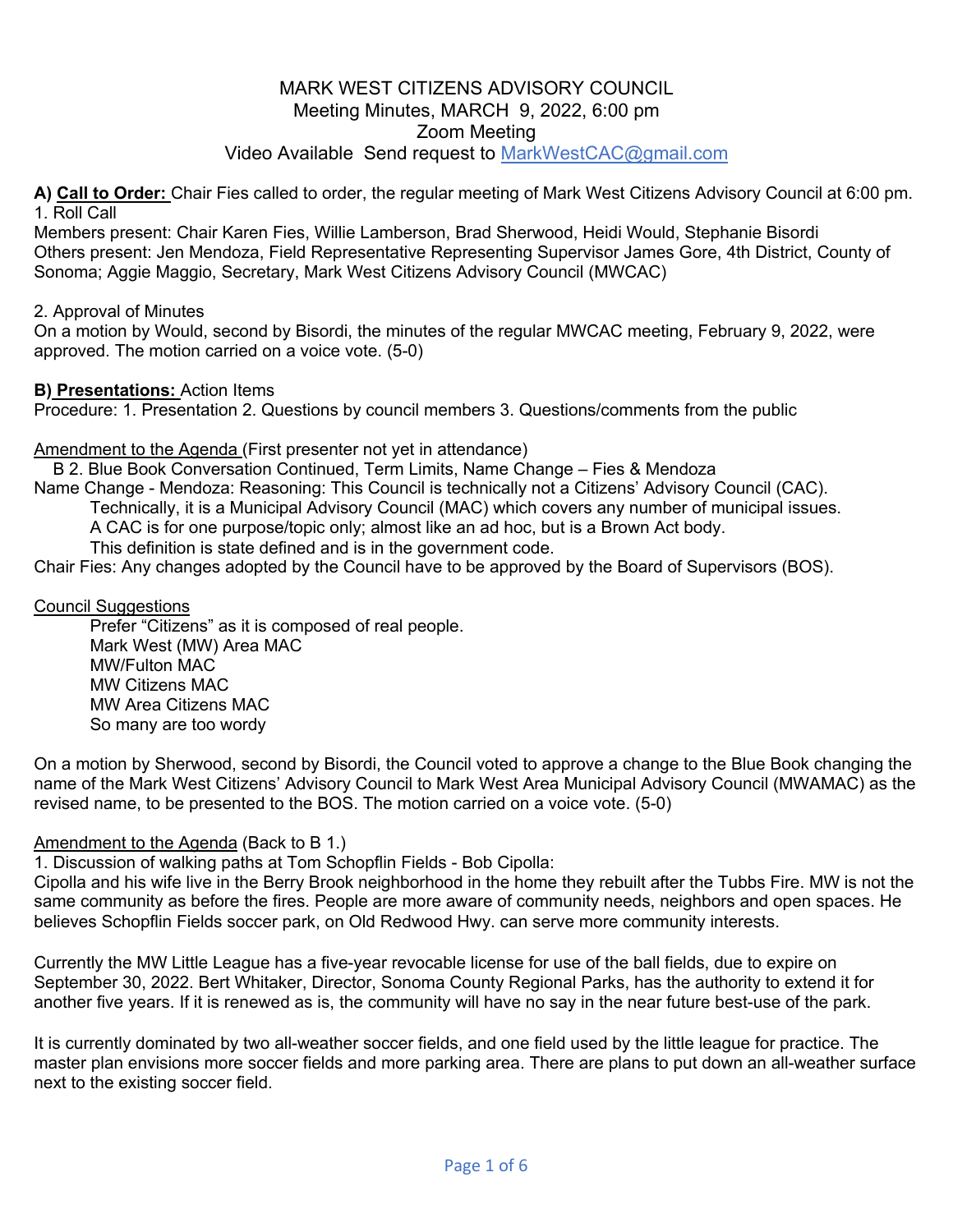# MARK WEST CITIZENS ADVISORY COUNCIL

Meeting Minutes, MARCH 9, 2022, 6:00 pm
Zoom Meeting
Video Available Send request to MarkWestCAC@gmail.com

**A) Call to Order:** Chair Fies called to order, the regular meeting of Mark West Citizens Advisory Council at 6:00 pm.

1. Roll Call

Members present: Chair Karen Fies, Willie Lamberson, Brad Sherwood, Heidi Would, Stephanie Bisordi
Others present: Jen Mendoza, Field Representative Representing Supervisor James Gore, 4th District, County of Sonoma; Aggie Maggio, Secretary, Mark West Citizens Advisory Council (MWCAC)

2. Approval of Minutes

On a motion by Would, second by Bisordi, the minutes of the regular MWCAC meeting, February 9, 2022, were approved. The motion carried on a voice vote. (5-0)

**B) Presentations:** Action Items

Procedure: 1. Presentation 2. Questions by council members 3. Questions/comments from the public

Amendment to the Agenda (First presenter not yet in attendance)

B 2. Blue Book Conversation Continued, Term Limits, Name Change – Fies & Mendoza

Name Change - Mendoza: Reasoning: This Council is technically not a Citizens' Advisory Council (CAC).
Technically, it is a Municipal Advisory Council (MAC) which covers any number of municipal issues.
A CAC is for one purpose/topic only; almost like an ad hoc, but is a Brown Act body.
This definition is state defined and is in the government code.

Chair Fies: Any changes adopted by the Council have to be approved by the Board of Supervisors (BOS).

Council Suggestions

Prefer "Citizens" as it is composed of real people.
Mark West (MW) Area MAC
MW/Fulton MAC
MW Citizens MAC
MW Area Citizens MAC
So many are too wordy

On a motion by Sherwood, second by Bisordi, the Council voted to approve a change to the Blue Book changing the name of the Mark West Citizens' Advisory Council to Mark West Area Municipal Advisory Council (MWAMAC) as the revised name, to be presented to the BOS. The motion carried on a voice vote. (5-0)

Amendment to the Agenda (Back to B 1.)

1. Discussion of walking paths at Tom Schopflin Fields - Bob Cipolla:

Cipolla and his wife live in the Berry Brook neighborhood in the home they rebuilt after the Tubbs Fire. MW is not the same community as before the fires. People are more aware of community needs, neighbors and open spaces. He believes Schopflin Fields soccer park, on Old Redwood Hwy. can serve more community interests.

Currently the MW Little League has a five-year revocable license for use of the ball fields, due to expire on September 30, 2022. Bert Whitaker, Director, Sonoma County Regional Parks, has the authority to extend it for another five years. If it is renewed as is, the community will have no say in the near future best-use of the park.

It is currently dominated by two all-weather soccer fields, and one field used by the little league for practice. The master plan envisions more soccer fields and more parking area. There are plans to put down an all-weather surface next to the existing soccer field.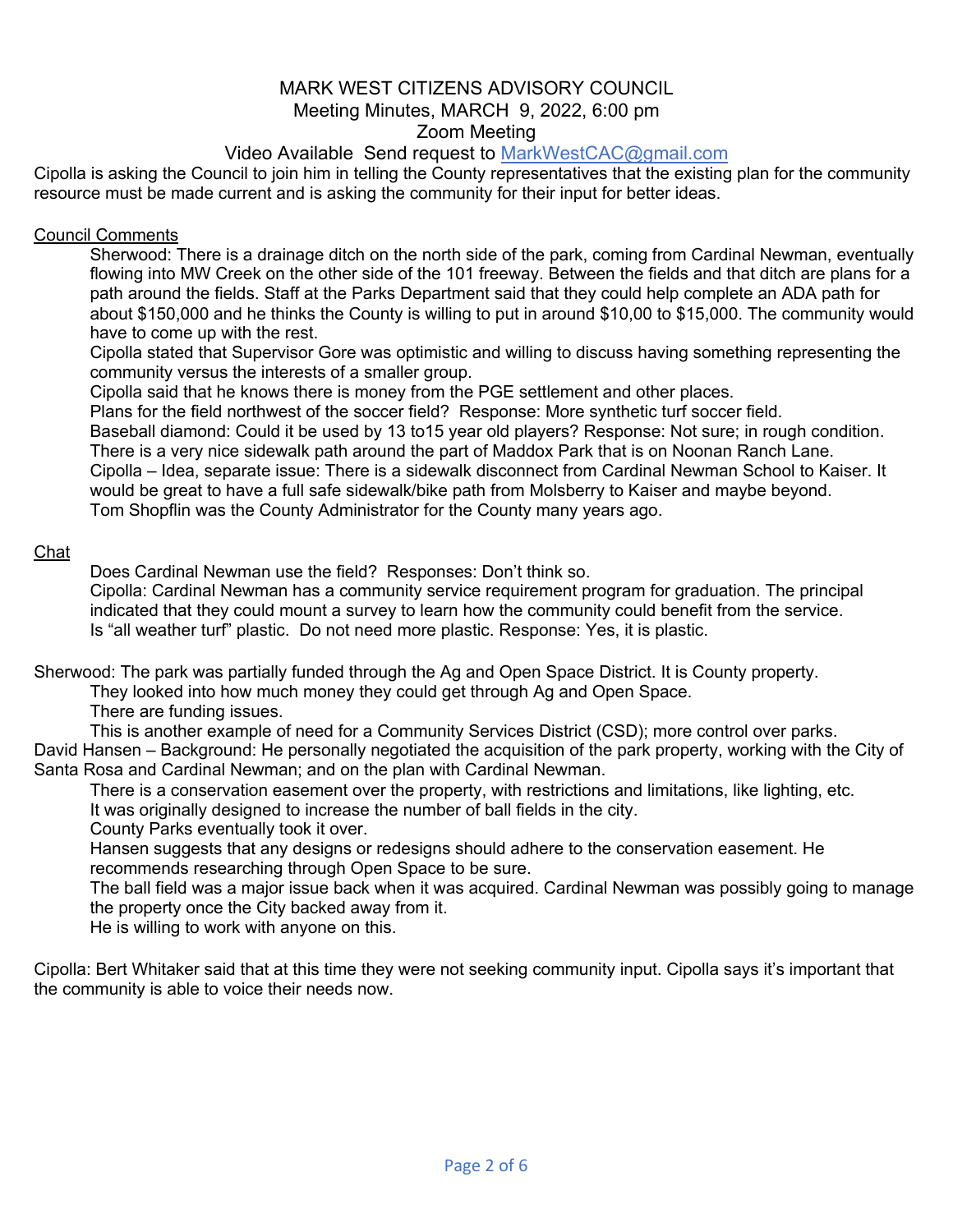# MARK WEST CITIZENS ADVISORY COUNCIL

Meeting Minutes, MARCH 9, 2022, 6:00 pm

Zoom Meeting

Video Available Send request to [MarkWestCAC@gmail.com](mailto:MarkWestCAC@gmail.com)

Cipolla is asking the Council to join him in telling the County representatives that the existing plan for the community resource must be made current and is asking the community for their input for better ideas.

<u>Council Comments</u>

Sherwood: There is a drainage ditch on the north side of the park, coming from Cardinal Newman, eventually flowing into MW Creek on the other side of the 101 freeway. Between the fields and that ditch are plans for a path around the fields. Staff at the Parks Department said that they could help complete an ADA path for about $150,000 and he thinks the County is willing to put in around $10,00 to $15,000. The community would have to come up with the rest.

Cipolla stated that Supervisor Gore was optimistic and willing to discuss having something representing the community versus the interests of a smaller group.

Cipolla said that he knows there is money from the PGE settlement and other places.

Plans for the field northwest of the soccer field? Response: More synthetic turf soccer field.

Baseball diamond: Could it be used by 13 to15 year old players? Response: Not sure; in rough condition.

There is a very nice sidewalk path around the part of Maddox Park that is on Noonan Ranch Lane.

Cipolla – Idea, separate issue: There is a sidewalk disconnect from Cardinal Newman School to Kaiser. It would be great to have a full safe sidewalk/bike path from Molsberry to Kaiser and maybe beyond.

Tom Shopflin was the County Administrator for the County many years ago.

<u>Chat</u>

Does Cardinal Newman use the field? Responses: Don't think so.

Cipolla: Cardinal Newman has a community service requirement program for graduation. The principal indicated that they could mount a survey to learn how the community could benefit from the service.

Is "all weather turf" plastic. Do not need more plastic. Response: Yes, it is plastic.

Sherwood: The park was partially funded through the Ag and Open Space District. It is County property.

They looked into how much money they could get through Ag and Open Space.

There are funding issues.

This is another example of need for a Community Services District (CSD); more control over parks.

David Hansen – Background: He personally negotiated the acquisition of the park property, working with the City of Santa Rosa and Cardinal Newman; and on the plan with Cardinal Newman.

There is a conservation easement over the property, with restrictions and limitations, like lighting, etc.

It was originally designed to increase the number of ball fields in the city.

County Parks eventually took it over.

Hansen suggests that any designs or redesigns should adhere to the conservation easement. He recommends researching through Open Space to be sure.

The ball field was a major issue back when it was acquired. Cardinal Newman was possibly going to manage the property once the City backed away from it.

He is willing to work with anyone on this.

Cipolla: Bert Whitaker said that at this time they were not seeking community input. Cipolla says it's important that the community is able to voice their needs now.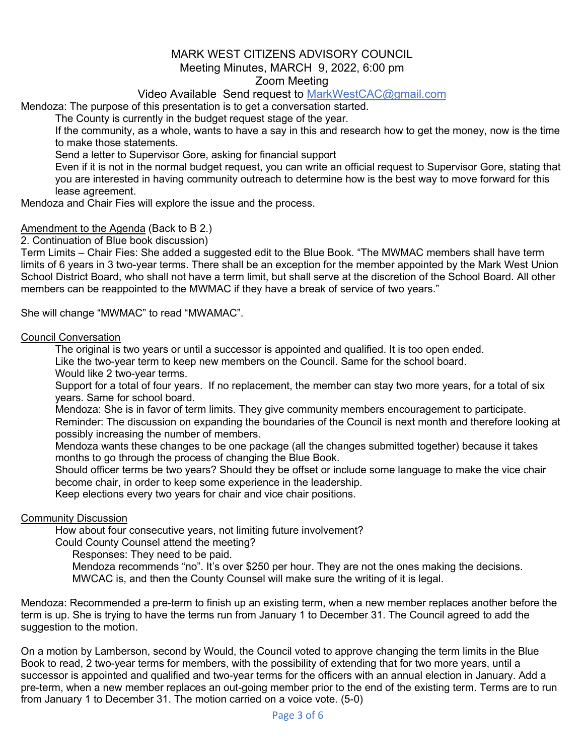MARK WEST CITIZENS ADVISORY COUNCIL

Meeting Minutes, MARCH 9, 2022, 6:00 pm

Zoom Meeting

Video Available Send request to MarkWestCAC@gmail.com

Mendoza: The purpose of this presentation is to get a conversation started.

The County is currently in the budget request stage of the year.

If the community, as a whole, wants to have a say in this and research how to get the money, now is the time to make those statements.

Send a letter to Supervisor Gore, asking for financial support

Even if it is not in the normal budget request, you can write an official request to Supervisor Gore, stating that you are interested in having community outreach to determine how is the best way to move forward for this lease agreement.

Mendoza and Chair Fies will explore the issue and the process.

Amendment to the Agenda (Back to B 2.)

2. Continuation of Blue book discussion)

Term Limits – Chair Fies: She added a suggested edit to the Blue Book. "The MWMAC members shall have term limits of 6 years in 3 two-year terms. There shall be an exception for the member appointed by the Mark West Union School District Board, who shall not have a term limit, but shall serve at the discretion of the School Board. All other members can be reappointed to the MWMAC if they have a break of service of two years."

She will change "MWMAC" to read "MWAMAC".

Council Conversation

The original is two years or until a successor is appointed and qualified. It is too open ended.

Like the two-year term to keep new members on the Council. Same for the school board.

Would like 2 two-year terms.

Support for a total of four years. If no replacement, the member can stay two more years, for a total of six years. Same for school board.

Mendoza: She is in favor of term limits. They give community members encouragement to participate.

Reminder: The discussion on expanding the boundaries of the Council is next month and therefore looking at possibly increasing the number of members.

Mendoza wants these changes to be one package (all the changes submitted together) because it takes months to go through the process of changing the Blue Book.

Should officer terms be two years? Should they be offset or include some language to make the vice chair become chair, in order to keep some experience in the leadership.

Keep elections every two years for chair and vice chair positions.

Community Discussion

How about four consecutive years, not limiting future involvement?

Could County Counsel attend the meeting?

Responses: They need to be paid.

Mendoza recommends "no". It's over $250 per hour. They are not the ones making the decisions. MWCAC is, and then the County Counsel will make sure the writing of it is legal.

Mendoza: Recommended a pre-term to finish up an existing term, when a new member replaces another before the term is up. She is trying to have the terms run from January 1 to December 31. The Council agreed to add the suggestion to the motion.

On a motion by Lamberson, second by Would, the Council voted to approve changing the term limits in the Blue Book to read, 2 two-year terms for members, with the possibility of extending that for two more years, until a successor is appointed and qualified and two-year terms for the officers with an annual election in January. Add a pre-term, when a new member replaces an out-going member prior to the end of the existing term. Terms are to run from January 1 to December 31. The motion carried on a voice vote. (5-0)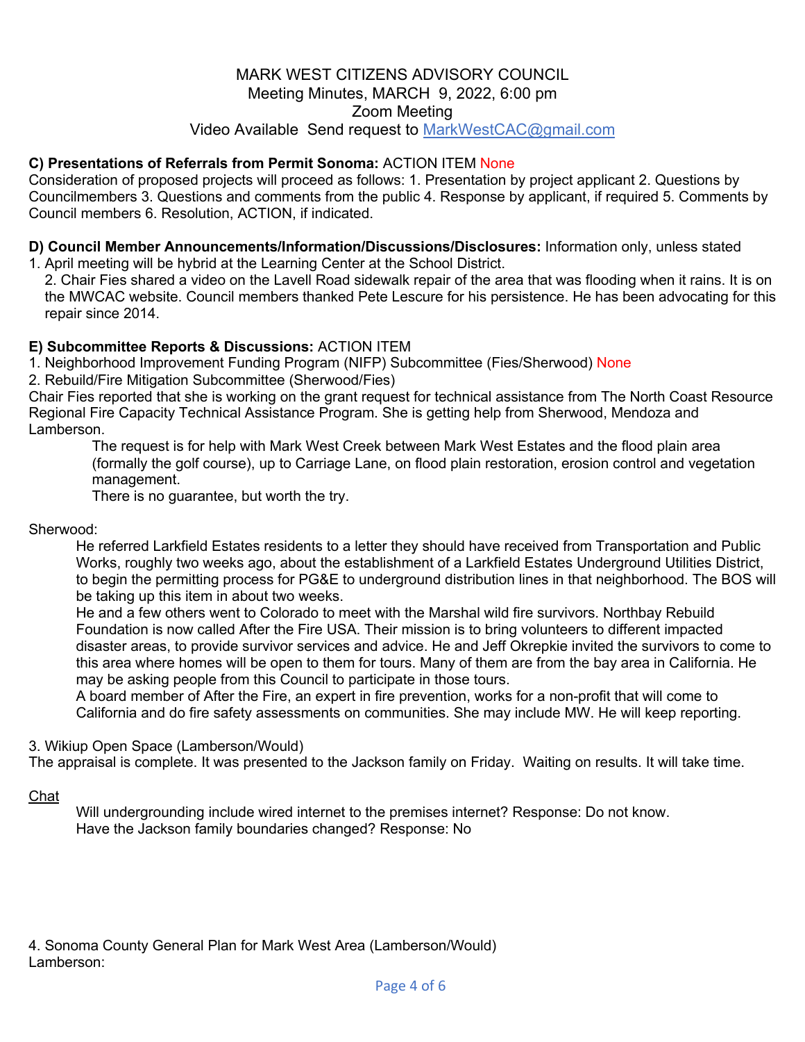MARK WEST CITIZENS ADVISORY COUNCIL
Meeting Minutes, MARCH 9, 2022, 6:00 pm
Zoom Meeting
Video Available Send request to MarkWestCAC@gmail.com

**C) Presentations of Referrals from Permit Sonoma:** ACTION ITEM None
Consideration of proposed projects will proceed as follows: 1. Presentation by project applicant 2. Questions by Councilmembers 3. Questions and comments from the public 4. Response by applicant, if required 5. Comments by Council members 6. Resolution, ACTION, if indicated.

**D) Council Member Announcements/Information/Discussions/Disclosures:** Information only, unless stated

1. April meeting will be hybrid at the Learning Center at the School District.
2. Chair Fies shared a video on the Lavell Road sidewalk repair of the area that was flooding when it rains. It is on the MWCAC website. Council members thanked Pete Lescure for his persistence. He has been advocating for this repair since 2014.

**E) Subcommittee Reports & Discussions:** ACTION ITEM

1. Neighborhood Improvement Funding Program (NIFP) Subcommittee (Fies/Sherwood) None
2. Rebuild/Fire Mitigation Subcommittee (Sherwood/Fies)

Chair Fies reported that she is working on the grant request for technical assistance from The North Coast Resource Regional Fire Capacity Technical Assistance Program. She is getting help from Sherwood, Mendoza and Lamberson.

The request is for help with Mark West Creek between Mark West Estates and the flood plain area (formally the golf course), up to Carriage Lane, on flood plain restoration, erosion control and vegetation management.

There is no guarantee, but worth the try.

Sherwood:

He referred Larkfield Estates residents to a letter they should have received from Transportation and Public Works, roughly two weeks ago, about the establishment of a Larkfield Estates Underground Utilities District, to begin the permitting process for PG&E to underground distribution lines in that neighborhood. The BOS will be taking up this item in about two weeks.

He and a few others went to Colorado to meet with the Marshal wild fire survivors. Northbay Rebuild Foundation is now called After the Fire USA. Their mission is to bring volunteers to different impacted disaster areas, to provide survivor services and advice. He and Jeff Okrepkie invited the survivors to come to this area where homes will be open to them for tours. Many of them are from the bay area in California. He may be asking people from this Council to participate in those tours.

A board member of After the Fire, an expert in fire prevention, works for a non-profit that will come to California and do fire safety assessments on communities. She may include MW. He will keep reporting.

3. Wikiup Open Space (Lamberson/Would)

The appraisal is complete. It was presented to the Jackson family on Friday. Waiting on results. It will take time.

Chat

Will undergrounding include wired internet to the premises internet? Response: Do not know.
Have the Jackson family boundaries changed? Response: No

4. Sonoma County General Plan for Mark West Area (Lamberson/Would)

Lamberson: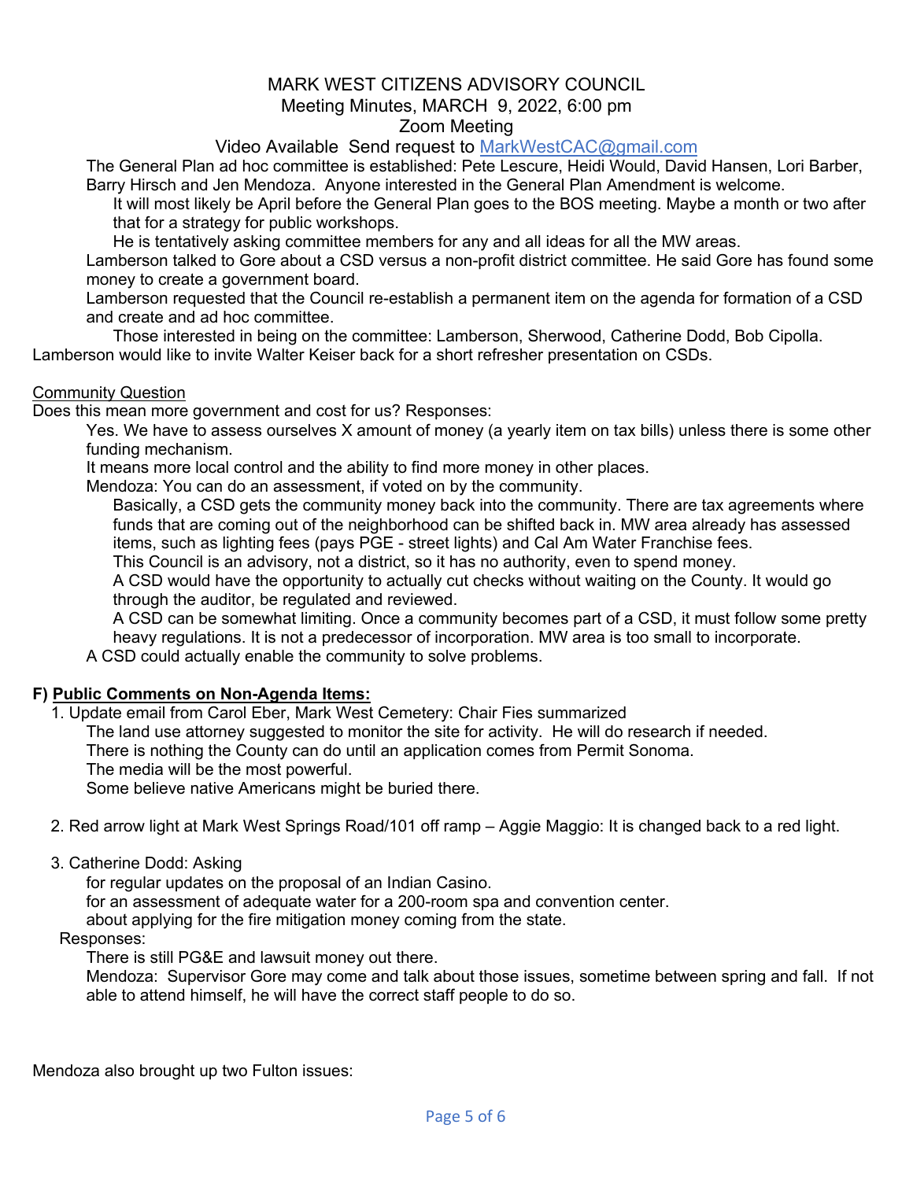MARK WEST CITIZENS ADVISORY COUNCIL
Meeting Minutes, MARCH 9, 2022, 6:00 pm
Zoom Meeting
Video Available Send request to MarkWestCAC@gmail.com

The General Plan ad hoc committee is established: Pete Lescure, Heidi Would, David Hansen, Lori Barber, Barry Hirsch and Jen Mendoza. Anyone interested in the General Plan Amendment is welcome.

It will most likely be April before the General Plan goes to the BOS meeting. Maybe a month or two after that for a strategy for public workshops.

He is tentatively asking committee members for any and all ideas for all the MW areas.

Lamberson talked to Gore about a CSD versus a non-profit district committee. He said Gore has found some money to create a government board.

Lamberson requested that the Council re-establish a permanent item on the agenda for formation of a CSD and create and ad hoc committee.

Those interested in being on the committee: Lamberson, Sherwood, Catherine Dodd, Bob Cipolla.

Lamberson would like to invite Walter Keiser back for a short refresher presentation on CSDs.

Community Question

Does this mean more government and cost for us? Responses:

Yes. We have to assess ourselves X amount of money (a yearly item on tax bills) unless there is some other funding mechanism.

It means more local control and the ability to find more money in other places.

Mendoza: You can do an assessment, if voted on by the community.

Basically, a CSD gets the community money back into the community. There are tax agreements where funds that are coming out of the neighborhood can be shifted back in. MW area already has assessed items, such as lighting fees (pays PGE - street lights) and Cal Am Water Franchise fees.

This Council is an advisory, not a district, so it has no authority, even to spend money.

A CSD would have the opportunity to actually cut checks without waiting on the County. It would go through the auditor, be regulated and reviewed.

A CSD can be somewhat limiting. Once a community becomes part of a CSD, it must follow some pretty heavy regulations. It is not a predecessor of incorporation. MW area is too small to incorporate.

A CSD could actually enable the community to solve problems.

**F) Public Comments on Non-Agenda Items:**

1. Update email from Carol Eber, Mark West Cemetery: Chair Fies summarized

   The land use attorney suggested to monitor the site for activity. He will do research if needed.

   There is nothing the County can do until an application comes from Permit Sonoma.

   The media will be the most powerful.

   Some believe native Americans might be buried there.

2. Red arrow light at Mark West Springs Road/101 off ramp – Aggie Maggio: It is changed back to a red light.

3. Catherine Dodd: Asking

   for regular updates on the proposal of an Indian Casino.

   for an assessment of adequate water for a 200-room spa and convention center.

   about applying for the fire mitigation money coming from the state.

   Responses:

   There is still PG&E and lawsuit money out there.

   Mendoza: Supervisor Gore may come and talk about those issues, sometime between spring and fall. If not able to attend himself, he will have the correct staff people to do so.

Mendoza also brought up two Fulton issues: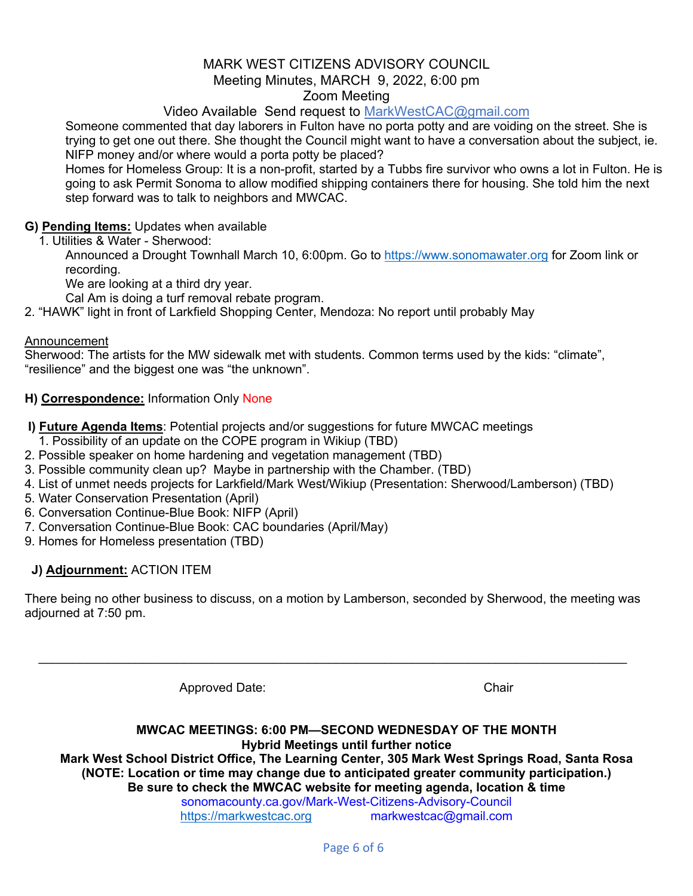MARK WEST CITIZENS ADVISORY COUNCIL
Meeting Minutes, MARCH 9, 2022, 6:00 pm
Zoom Meeting
Video Available Send request to MarkWestCAC@gmail.com

Someone commented that day laborers in Fulton have no porta potty and are voiding on the street. She is trying to get one out there. She thought the Council might want to have a conversation about the subject, ie. NIFP money and/or where would a porta potty be placed?

Homes for Homeless Group: It is a non-profit, started by a Tubbs fire survivor who owns a lot in Fulton. He is going to ask Permit Sonoma to allow modified shipping containers there for housing. She told him the next step forward was to talk to neighbors and MWCAC.

**G) Pending Items:** Updates when available

1. Utilities & Water - Sherwood:
   Announced a Drought Townhall March 10, 6:00pm. Go to https://www.sonomawater.org for Zoom link or recording.
   We are looking at a third dry year.
   Cal Am is doing a turf removal rebate program.
2. "HAWK" light in front of Larkfield Shopping Center, Mendoza: No report until probably May

Announcement

Sherwood: The artists for the MW sidewalk met with students. Common terms used by the kids: "climate", "resilience" and the biggest one was "the unknown".

**H) Correspondence:** Information Only None

**I) Future Agenda Items**: Potential projects and/or suggestions for future MWCAC meetings

1. Possibility of an update on the COPE program in Wikiup (TBD)
2. Possible speaker on home hardening and vegetation management (TBD)
3. Possible community clean up? Maybe in partnership with the Chamber. (TBD)
4. List of unmet needs projects for Larkfield/Mark West/Wikiup (Presentation: Sherwood/Lamberson) (TBD)
5. Water Conservation Presentation (April)
6. Conversation Continue-Blue Book: NIFP (April)
7. Conversation Continue-Blue Book: CAC boundaries (April/May)
9. Homes for Homeless presentation (TBD)

**J) Adjournment:** ACTION ITEM

There being no other business to discuss, on a motion by Lamberson, seconded by Sherwood, the meeting was adjourned at 7:50 pm.

\_\_\_\_\_\_\_\_\_\_\_\_\_\_\_\_\_\_\_\_\_\_\_\_\_\_\_\_\_\_\_\_\_\_\_\_\_\_\_\_\_\_\_\_\_\_\_\_\_\_\_\_\_\_\_\_\_\_\_\_\_\_\_\_\_\_\_\_

Approved Date: Chair

**MWCAC MEETINGS: 6:00 PM—SECOND WEDNESDAY OF THE MONTH**
**Hybrid Meetings until further notice**
**Mark West School District Office, The Learning Center, 305 Mark West Springs Road, Santa Rosa**
**(NOTE: Location or time may change due to anticipated greater community participation.)**
**Be sure to check the MWCAC website for meeting agenda, location & time**

sonomacounty.ca.gov/Mark-West-Citizens-Advisory-Council
https://markwestcac.org markwestcac@gmail.com